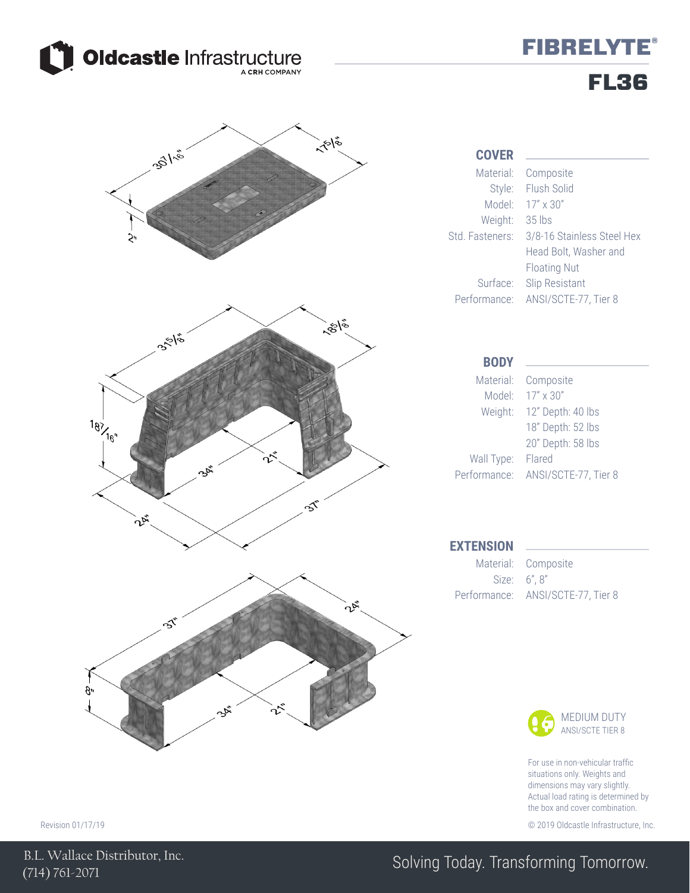Oldcastle Infrastructure
A CRH COMPANY

# FIBRELYTE®

# FL36

30 7/16"   17 5/8"   2"

31 5/8"   18 5/8"   18 7/16"   34"   21"   24"   37"

37"   24"   8"   34"   21"

## COVER

| | |
|---|---|
| Material: | Composite |
| Style: | Flush Solid |
| Model: | 17" x 30" |
| Weight: | 35 lbs |
| Std. Fasteners: | 3/8-16 Stainless Steel Hex Head Bolt, Washer and Floating Nut |
| Surface: | Slip Resistant |
| Performance: | ANSI/SCTE-77, Tier 8 |

## BODY

| | |
|---|---|
| Material: | Composite |
| Model: | 17" x 30" |
| Weight: | 12" Depth: 40 lbs<br>18" Depth: 52 lbs<br>20" Depth: 58 lbs |
| Wall Type: | Flared |
| Performance: | ANSI/SCTE-77, Tier 8 |

## EXTENSION

| | |
|---|---|
| Material: | Composite |
| Size: | 6", 8" |
| Performance: | ANSI/SCTE-77, Tier 8 |

MEDIUM DUTY
ANSI/SCTE TIER 8

For use in non-vehicular traffic situations only. Weights and dimensions may vary slightly. Actual load rating is determined by the box and cover combination.

Revision 01/17/19

© 2019 Oldcastle Infrastructure, Inc.

B.L. Wallace Distributor, Inc.
(714) 761-2071

Solving Today. Transforming Tomorrow.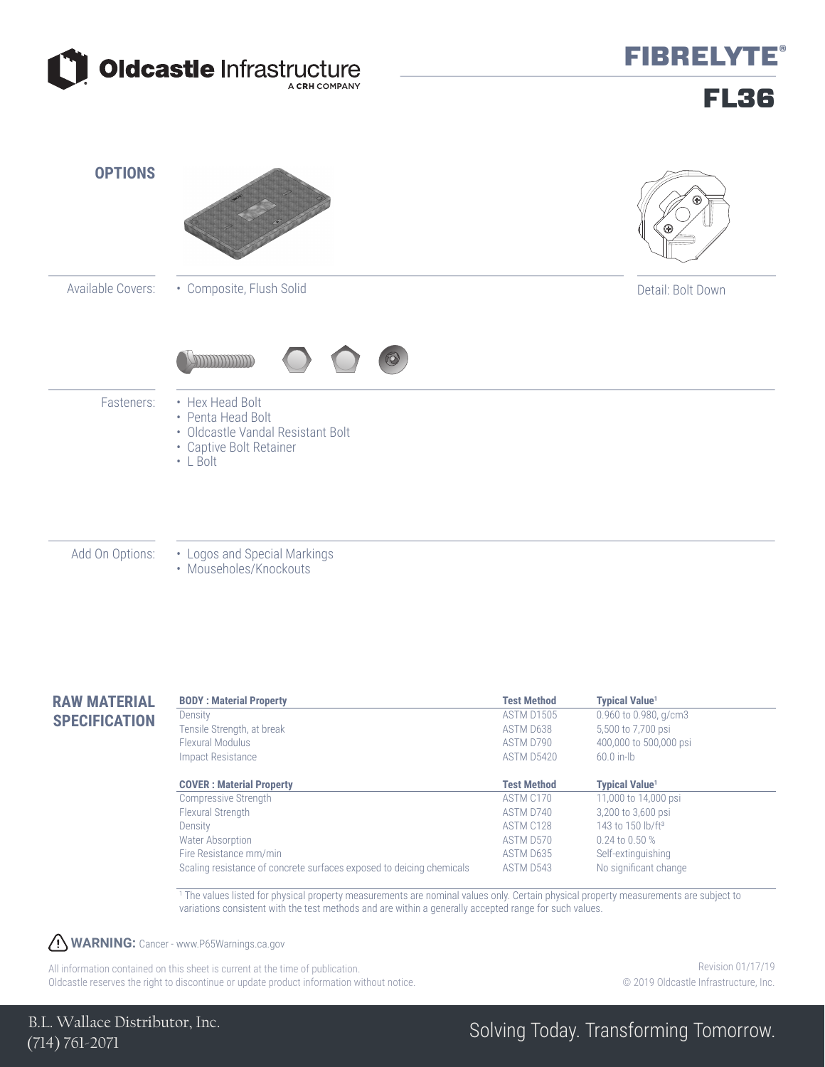# OPTIONS

Available Covers:
- Composite, Flush Solid

Detail: Bolt Down

Fasteners:
- Hex Head Bolt
- Penta Head Bolt
- Oldcastle Vandal Resistant Bolt
- Captive Bolt Retainer
- L Bolt

Add On Options:
- Logos and Special Markings
- Mouseholes/Knockouts

# RAW MATERIAL SPECIFICATION

| BODY : Material Property | Test Method | Typical Value[1] |
|---|---|---|
| Density | ASTM D1505 | 0.960 to 0.980, g/cm3 |
| Tensile Strength, at break | ASTM D638 | 5,500 to 7,700 psi |
| Flexural Modulus | ASTM D790 | 400,000 to 500,000 psi |
| Impact Resistance | ASTM D5420 | 60.0 in-lb |

| COVER : Material Property | Test Method | Typical Value[1] |
|---|---|---|
| Compressive Strength | ASTM C170 | 11,000 to 14,000 psi |
| Flexural Strength | ASTM D740 | 3,200 to 3,600 psi |
| Density | ASTM C128 | 143 to 150 lb/ft³ |
| Water Absorption | ASTM D570 | 0.24 to 0.50 % |
| Fire Resistance mm/min | ASTM D635 | Self-extinguishing |
| Scaling resistance of concrete surfaces exposed to deicing chemicals | ASTM D543 | No significant change |

[1] The values listed for physical property measurements are nominal values only. Certain physical property measurements are subject to variations consistent with the test methods and are within a generally accepted range for such values.

**WARNING:** Cancer - www.P65Warnings.ca.gov

All information contained on this sheet is current at the time of publication.
Oldcastle reserves the right to discontinue or update product information without notice.

Revision 01/17/19
© 2019 Oldcastle Infrastructure, Inc.

B.L. Wallace Distributor, Inc.
(714) 761-2071

Solving Today. Transforming Tomorrow.